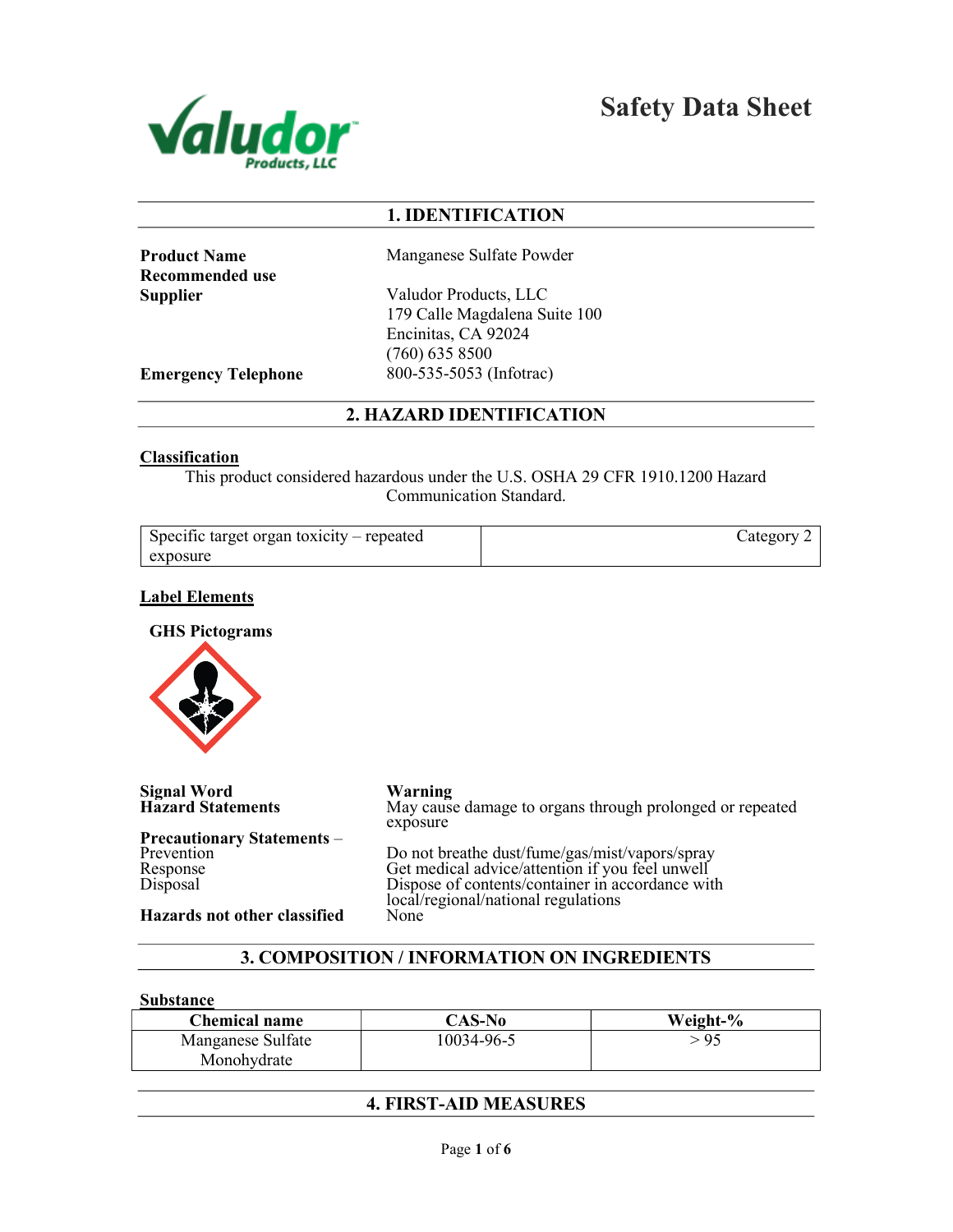# Safety Data Sheet

## 1. IDENTIFICATION

**Product Name** Manganese Sulfate Powder

**Recommended use**

**Supplier** Valudor Products, LLC
179 Calle Magdalena Suite 100
Encinitas, CA 92024
(760) 635 8500

**Emergency Telephone** 800-535-5053 (Infotrac)

## 2. HAZARD IDENTIFICATION

**Classification**

This product considered hazardous under the U.S. OSHA 29 CFR 1910.1200 Hazard Communication Standard.

| Specific target organ toxicity – repeated exposure | Category 2 |
|---|---|

**Label Elements**

**GHS Pictograms**

**Signal Word** Warning

**Hazard Statements** May cause damage to organs through prolonged or repeated exposure

**Precautionary Statements** –

Prevention: Do not breathe dust/fume/gas/mist/vapors/spray

Response: Get medical advice/attention if you feel unwell

Disposal: Dispose of contents/container in accordance with local/regional/national regulations

**Hazards not other classified** None

## 3. COMPOSITION / INFORMATION ON INGREDIENTS

**Substance**

| Chemical name | CAS-No | Weight-% |
|---|---|---|
| Manganese Sulfate Monohydrate | 10034-96-5 | > 95 |

## 4. FIRST-AID MEASURES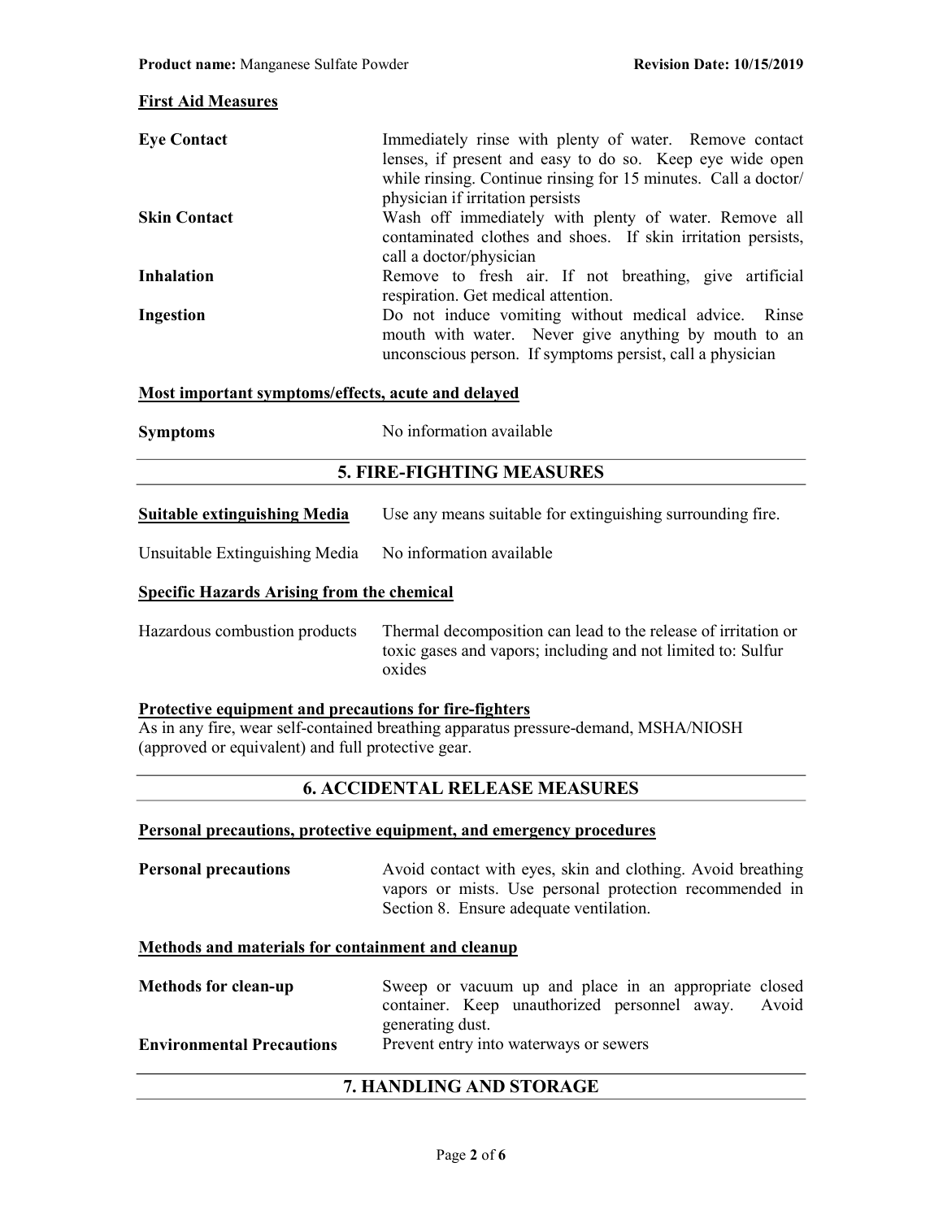**First Aid Measures**

| | |
|---|---|
| **Eye Contact** | Immediately rinse with plenty of water. Remove contact lenses, if present and easy to do so. Keep eye wide open while rinsing. Continue rinsing for 15 minutes. Call a doctor/ physician if irritation persists |
| **Skin Contact** | Wash off immediately with plenty of water. Remove all contaminated clothes and shoes. If skin irritation persists, call a doctor/physician |
| **Inhalation** | Remove to fresh air. If not breathing, give artificial respiration. Get medical attention. |
| **Ingestion** | Do not induce vomiting without medical advice. Rinse mouth with water. Never give anything by mouth to an unconscious person. If symptoms persist, call a physician |

**Most important symptoms/effects, acute and delayed**

**Symptoms** No information available

## 5. FIRE-FIGHTING MEASURES

**Suitable extinguishing Media** Use any means suitable for extinguishing surrounding fire.

Unsuitable Extinguishing Media No information available

**Specific Hazards Arising from the chemical**

Hazardous combustion products Thermal decomposition can lead to the release of irritation or toxic gases and vapors; including and not limited to: Sulfur oxides

**Protective equipment and precautions for fire-fighters**

As in any fire, wear self-contained breathing apparatus pressure-demand, MSHA/NIOSH (approved or equivalent) and full protective gear.

## 6. ACCIDENTAL RELEASE MEASURES

**Personal precautions, protective equipment, and emergency procedures**

**Personal precautions** Avoid contact with eyes, skin and clothing. Avoid breathing vapors or mists. Use personal protection recommended in Section 8. Ensure adequate ventilation.

**Methods and materials for containment and cleanup**

| | |
|---|---|
| **Methods for clean-up** | Sweep or vacuum up and place in an appropriate closed container. Keep unauthorized personnel away. Avoid generating dust. |
| **Environmental Precautions** | Prevent entry into waterways or sewers |

## 7. HANDLING AND STORAGE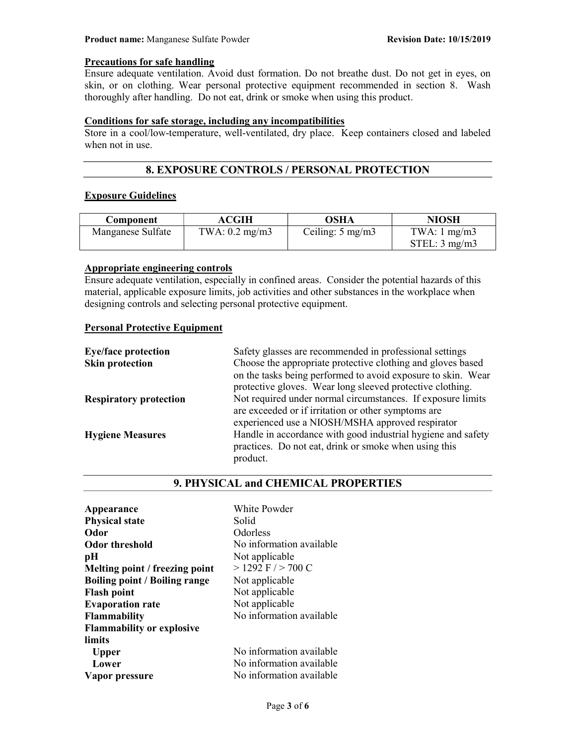**Precautions for safe handling**

Ensure adequate ventilation. Avoid dust formation. Do not breathe dust. Do not get in eyes, on skin, or on clothing. Wear personal protective equipment recommended in section 8. Wash thoroughly after handling. Do not eat, drink or smoke when using this product.

**Conditions for safe storage, including any incompatibilities**

Store in a cool/low-temperature, well-ventilated, dry place. Keep containers closed and labeled when not in use.

## 8. EXPOSURE CONTROLS / PERSONAL PROTECTION

**Exposure Guidelines**

| Component | ACGIH | OSHA | NIOSH |
|---|---|---|---|
| Manganese Sulfate | TWA: 0.2 mg/m3 | Ceiling: 5 mg/m3 | TWA: 1 mg/m3<br>STEL: 3 mg/m3 |

**Appropriate engineering controls**

Ensure adequate ventilation, especially in confined areas. Consider the potential hazards of this material, applicable exposure limits, job activities and other substances in the workplace when designing controls and selecting personal protective equipment.

**Personal Protective Equipment**

| | |
|---|---|
| **Eye/face protection** | Safety glasses are recommended in professional settings |
| **Skin protection** | Choose the appropriate protective clothing and gloves based on the tasks being performed to avoid exposure to skin. Wear protective gloves. Wear long sleeved protective clothing. |
| **Respiratory protection** | Not required under normal circumstances. If exposure limits are exceeded or if irritation or other symptoms are experienced use a NIOSH/MSHA approved respirator |
| **Hygiene Measures** | Handle in accordance with good industrial hygiene and safety practices. Do not eat, drink or smoke when using this product. |

## 9. PHYSICAL and CHEMICAL PROPERTIES

| | |
|---|---|
| **Appearance** | White Powder |
| **Physical state** | Solid |
| **Odor** | Odorless |
| **Odor threshold** | No information available |
| **pH** | Not applicable |
| **Melting point / freezing point** | > 1292 F / > 700 C |
| **Boiling point / Boiling range** | Not applicable |
| **Flash point** | Not applicable |
| **Evaporation rate** | Not applicable |
| **Flammability** | No information available |
| **Flammability or explosive limits** | |
| **Upper** | No information available |
| **Lower** | No information available |
| **Vapor pressure** | No information available |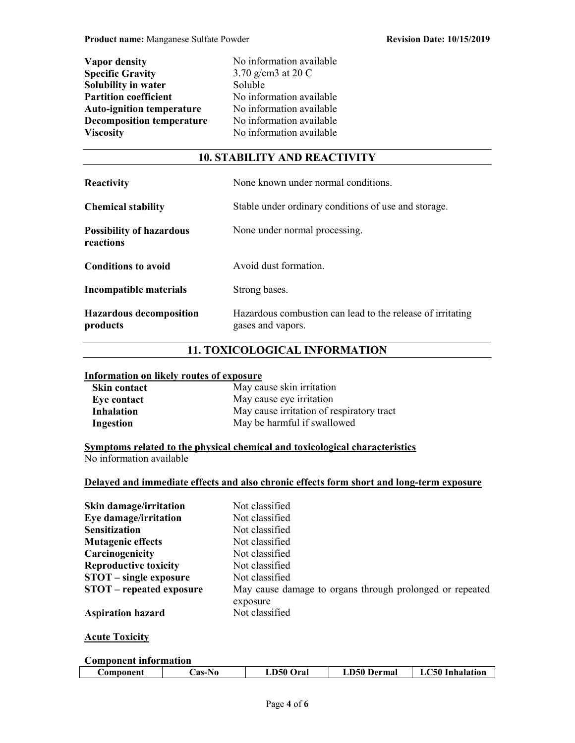| | |
|---|---|
| **Vapor density** | No information available |
| **Specific Gravity** | 3.70 g/cm3 at 20 C |
| **Solubility in water** | Soluble |
| **Partition coefficient** | No information available |
| **Auto-ignition temperature** | No information available |
| **Decomposition temperature** | No information available |
| **Viscosity** | No information available |

## 10. STABILITY AND REACTIVITY

| | |
|---|---|
| **Reactivity** | None known under normal conditions. |
| **Chemical stability** | Stable under ordinary conditions of use and storage. |
| **Possibility of hazardous reactions** | None under normal processing. |
| **Conditions to avoid** | Avoid dust formation. |
| **Incompatible materials** | Strong bases. |
| **Hazardous decomposition products** | Hazardous combustion can lead to the release of irritating gases and vapors. |

## 11. TOXICOLOGICAL INFORMATION

**Information on likely routes of exposure**

| | |
|---|---|
| **Skin contact** | May cause skin irritation |
| **Eye contact** | May cause eye irritation |
| **Inhalation** | May cause irritation of respiratory tract |
| **Ingestion** | May be harmful if swallowed |

**Symptoms related to the physical chemical and toxicological characteristics**

No information available

**Delayed and immediate effects and also chronic effects form short and long-term exposure**

| | |
|---|---|
| **Skin damage/irritation** | Not classified |
| **Eye damage/irritation** | Not classified |
| **Sensitization** | Not classified |
| **Mutagenic effects** | Not classified |
| **Carcinogenicity** | Not classified |
| **Reproductive toxicity** | Not classified |
| **STOT – single exposure** | Not classified |
| **STOT – repeated exposure** | May cause damage to organs through prolonged or repeated exposure |
| **Aspiration hazard** | Not classified |

**Acute Toxicity**

**Component information**

| Component | Cas-No | LD50 Oral | LD50 Dermal | LC50 Inhalation |
|---|---|---|---|---|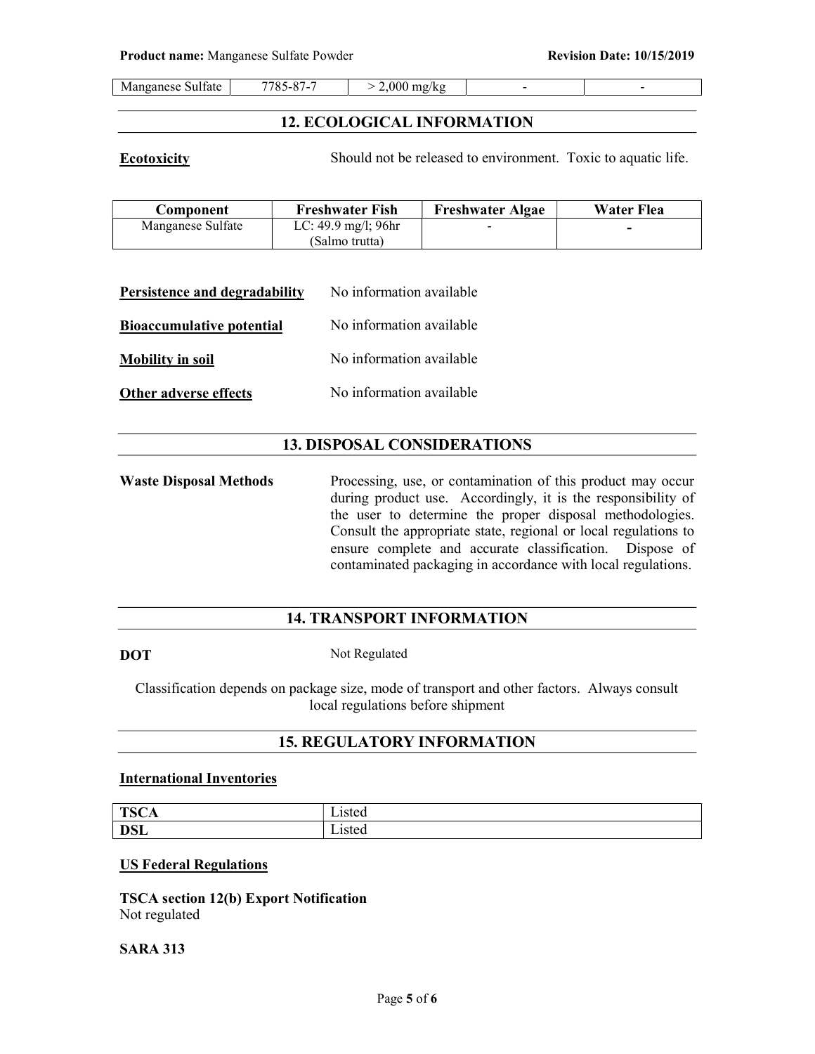| Manganese Sulfate | 7785-87-7 | > 2,000 mg/kg | - | - |
|---|---|---|---|---|

## 12. ECOLOGICAL INFORMATION

**Ecotoxicity** Should not be released to environment. Toxic to aquatic life.

| Component | Freshwater Fish | Freshwater Algae | Water Flea |
|---|---|---|---|
| Manganese Sulfate | LC: 49.9 mg/l; 96hr (Salmo trutta) | - | - |

**Persistence and degradability** No information available

**Bioaccumulative potential** No information available

**Mobility in soil** No information available

**Other adverse effects** No information available

## 13. DISPOSAL CONSIDERATIONS

**Waste Disposal Methods** Processing, use, or contamination of this product may occur during product use. Accordingly, it is the responsibility of the user to determine the proper disposal methodologies. Consult the appropriate state, regional or local regulations to ensure complete and accurate classification. Dispose of contaminated packaging in accordance with local regulations.

## 14. TRANSPORT INFORMATION

**DOT** Not Regulated

Classification depends on package size, mode of transport and other factors. Always consult local regulations before shipment

## 15. REGULATORY INFORMATION

**International Inventories**

| TSCA | Listed |
|---|---|
| DSL | Listed |

**US Federal Regulations**

**TSCA section 12(b) Export Notification**
Not regulated

**SARA 313**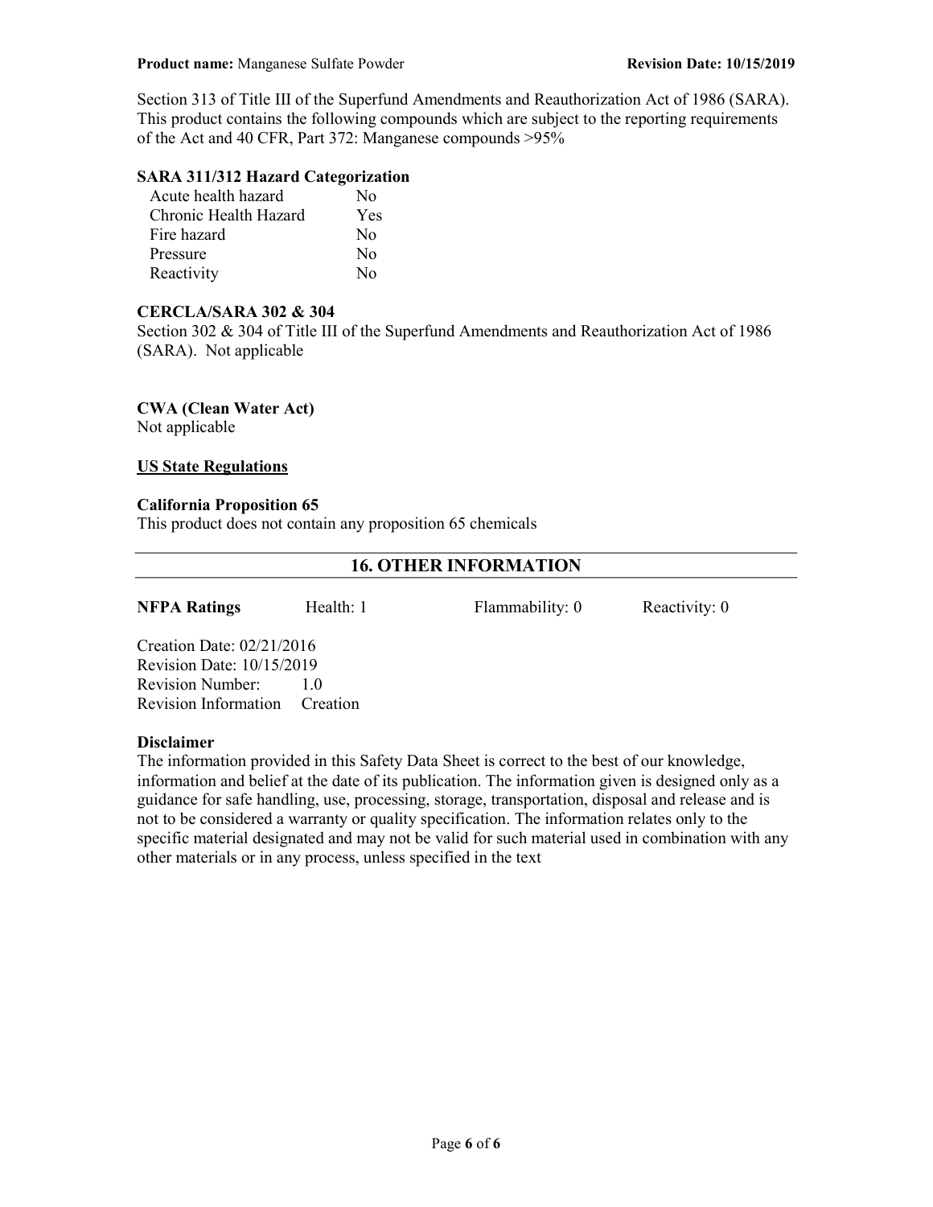Section 313 of Title III of the Superfund Amendments and Reauthorization Act of 1986 (SARA). This product contains the following compounds which are subject to the reporting requirements of the Act and 40 CFR, Part 372: Manganese compounds >95%

**SARA 311/312 Hazard Categorization**

| | |
|---|---|
| Acute health hazard | No |
| Chronic Health Hazard | Yes |
| Fire hazard | No |
| Pressure | No |
| Reactivity | No |

**CERCLA/SARA 302 & 304**

Section 302 & 304 of Title III of the Superfund Amendments and Reauthorization Act of 1986 (SARA). Not applicable

**CWA (Clean Water Act)**

Not applicable

**US State Regulations**

**California Proposition 65**

This product does not contain any proposition 65 chemicals

## 16. OTHER INFORMATION

**NFPA Ratings** Health: 1 Flammability: 0 Reactivity: 0

Creation Date: 02/21/2016
Revision Date: 10/15/2019
Revision Number: 1.0
Revision Information Creation

**Disclaimer**

The information provided in this Safety Data Sheet is correct to the best of our knowledge, information and belief at the date of its publication. The information given is designed only as a guidance for safe handling, use, processing, storage, transportation, disposal and release and is not to be considered a warranty or quality specification. The information relates only to the specific material designated and may not be valid for such material used in combination with any other materials or in any process, unless specified in the text